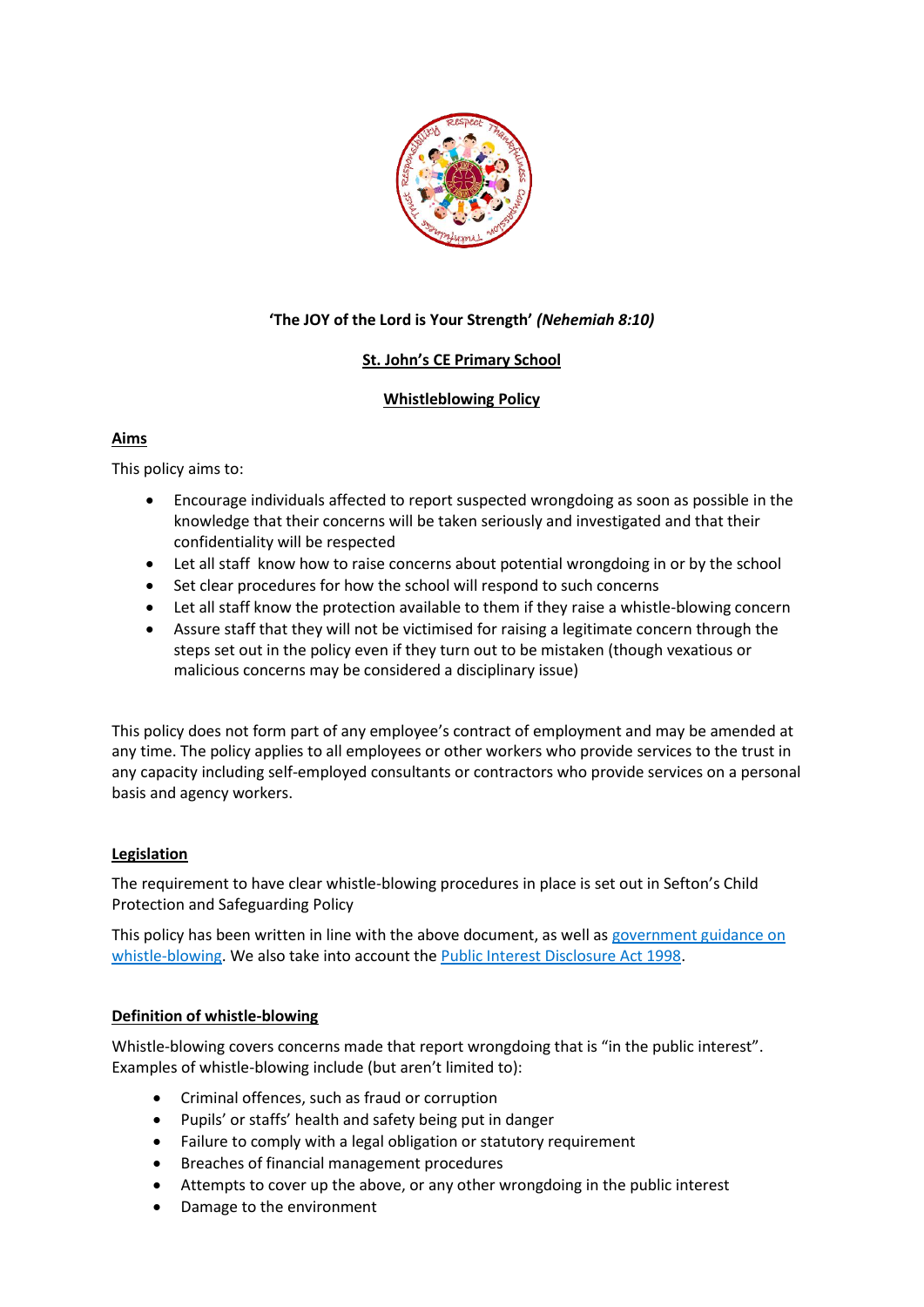**'The JOY of the Lord is Your Strength'** ***(Nehemiah 8:10)***

# St. John's CE Primary School

## Whistleblowing Policy

### Aims

This policy aims to:

- Encourage individuals affected to report suspected wrongdoing as soon as possible in the knowledge that their concerns will be taken seriously and investigated and that their confidentiality will be respected
- Let all staff know how to raise concerns about potential wrongdoing in or by the school
- Set clear procedures for how the school will respond to such concerns
- Let all staff know the protection available to them if they raise a whistle-blowing concern
- Assure staff that they will not be victimised for raising a legitimate concern through the steps set out in the policy even if they turn out to be mistaken (though vexatious or malicious concerns may be considered a disciplinary issue)

This policy does not form part of any employee's contract of employment and may be amended at any time. The policy applies to all employees or other workers who provide services to the trust in any capacity including self-employed consultants or contractors who provide services on a personal basis and agency workers.

### Legislation

The requirement to have clear whistle-blowing procedures in place is set out in Sefton's Child Protection and Safeguarding Policy

This policy has been written in line with the above document, as well as government guidance on whistle-blowing. We also take into account the Public Interest Disclosure Act 1998.

### Definition of whistle-blowing

Whistle-blowing covers concerns made that report wrongdoing that is "in the public interest". Examples of whistle-blowing include (but aren't limited to):

- Criminal offences, such as fraud or corruption
- Pupils' or staffs' health and safety being put in danger
- Failure to comply with a legal obligation or statutory requirement
- Breaches of financial management procedures
- Attempts to cover up the above, or any other wrongdoing in the public interest
- Damage to the environment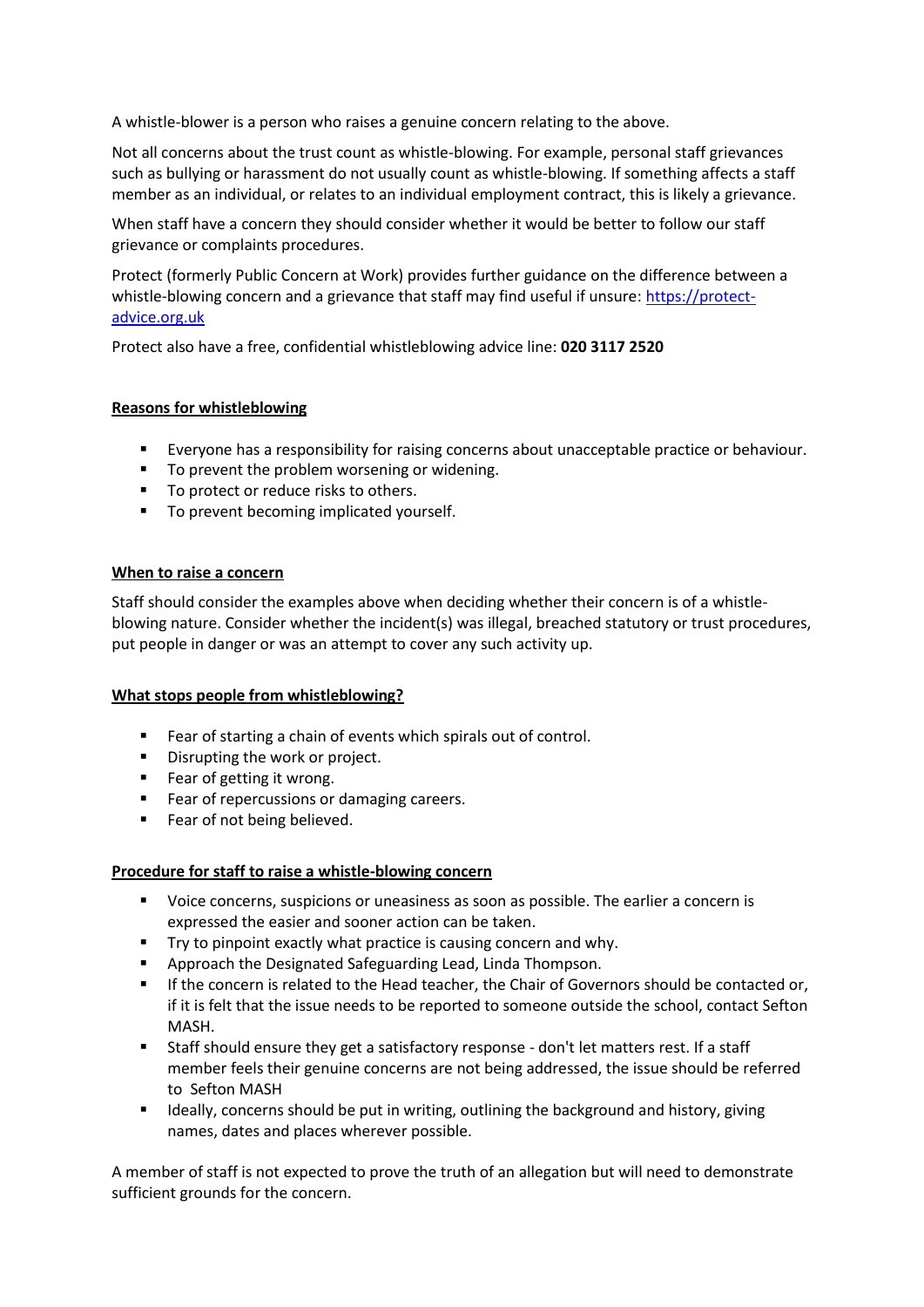A whistle-blower is a person who raises a genuine concern relating to the above.

Not all concerns about the trust count as whistle-blowing. For example, personal staff grievances such as bullying or harassment do not usually count as whistle-blowing. If something affects a staff member as an individual, or relates to an individual employment contract, this is likely a grievance.

When staff have a concern they should consider whether it would be better to follow our staff grievance or complaints procedures.

Protect (formerly Public Concern at Work) provides further guidance on the difference between a whistle-blowing concern and a grievance that staff may find useful if unsure: [https://protect-advice.org.uk](https://protect-advice.org.uk)

Protect also have a free, confidential whistleblowing advice line: **020 3117 2520**

## Reasons for whistleblowing

- Everyone has a responsibility for raising concerns about unacceptable practice or behaviour.
- To prevent the problem worsening or widening.
- To protect or reduce risks to others.
- To prevent becoming implicated yourself.

## When to raise a concern

Staff should consider the examples above when deciding whether their concern is of a whistle-blowing nature. Consider whether the incident(s) was illegal, breached statutory or trust procedures, put people in danger or was an attempt to cover any such activity up.

## What stops people from whistleblowing?

- Fear of starting a chain of events which spirals out of control.
- Disrupting the work or project.
- Fear of getting it wrong.
- Fear of repercussions or damaging careers.
- Fear of not being believed.

## Procedure for staff to raise a whistle-blowing concern

- Voice concerns, suspicions or uneasiness as soon as possible. The earlier a concern is expressed the easier and sooner action can be taken.
- Try to pinpoint exactly what practice is causing concern and why.
- Approach the Designated Safeguarding Lead, Linda Thompson.
- If the concern is related to the Head teacher, the Chair of Governors should be contacted or, if it is felt that the issue needs to be reported to someone outside the school, contact Sefton MASH.
- Staff should ensure they get a satisfactory response - don't let matters rest. If a staff member feels their genuine concerns are not being addressed, the issue should be referred to Sefton MASH
- Ideally, concerns should be put in writing, outlining the background and history, giving names, dates and places wherever possible.

A member of staff is not expected to prove the truth of an allegation but will need to demonstrate sufficient grounds for the concern.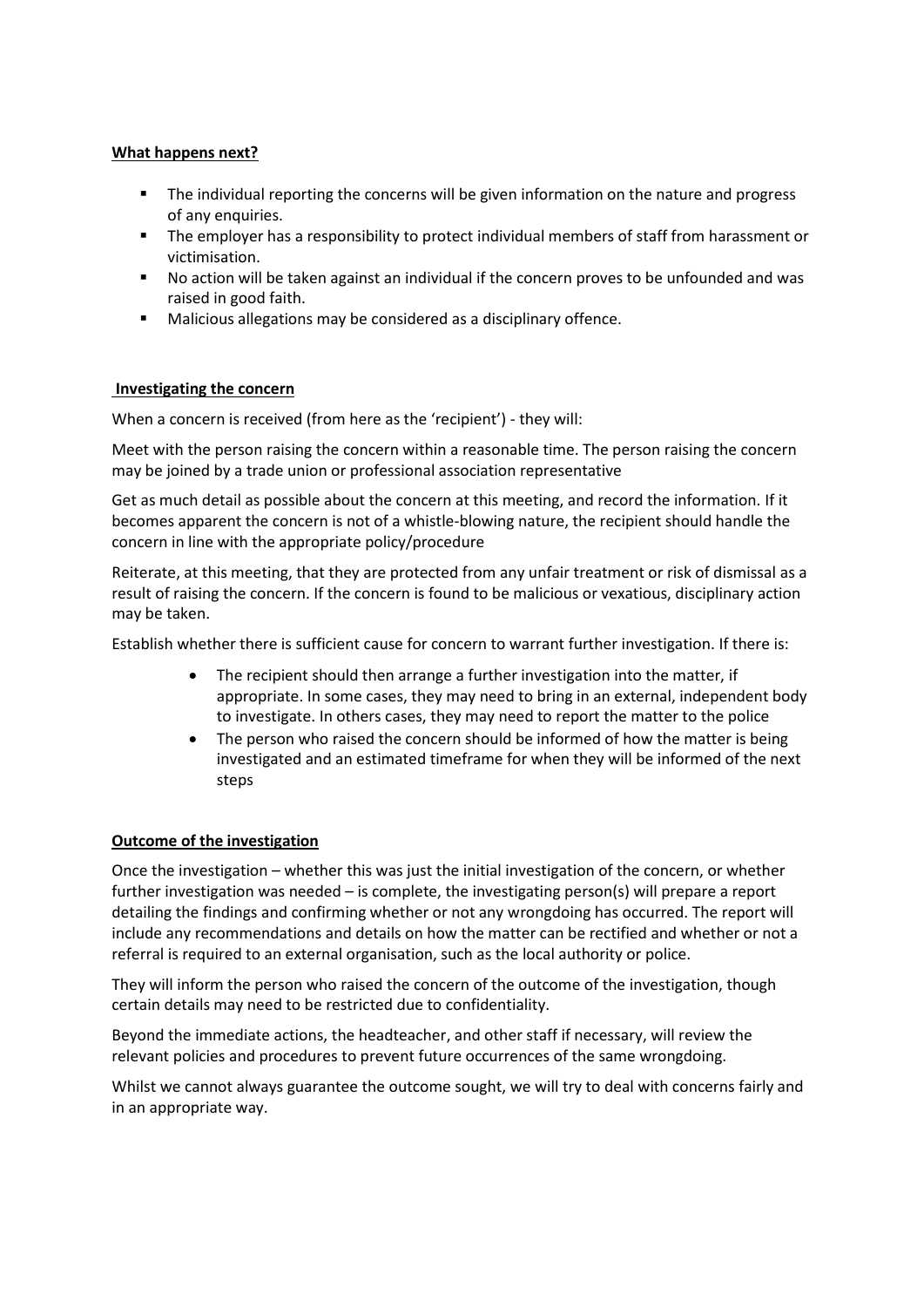**What happens next?**

- The individual reporting the concerns will be given information on the nature and progress of any enquiries.
- The employer has a responsibility to protect individual members of staff from harassment or victimisation.
- No action will be taken against an individual if the concern proves to be unfounded and was raised in good faith.
- Malicious allegations may be considered as a disciplinary offence.

**Investigating the concern**

When a concern is received (from here as the 'recipient') - they will:

Meet with the person raising the concern within a reasonable time. The person raising the concern may be joined by a trade union or professional association representative

Get as much detail as possible about the concern at this meeting, and record the information. If it becomes apparent the concern is not of a whistle-blowing nature, the recipient should handle the concern in line with the appropriate policy/procedure

Reiterate, at this meeting, that they are protected from any unfair treatment or risk of dismissal as a result of raising the concern. If the concern is found to be malicious or vexatious, disciplinary action may be taken.

Establish whether there is sufficient cause for concern to warrant further investigation. If there is:

- The recipient should then arrange a further investigation into the matter, if appropriate. In some cases, they may need to bring in an external, independent body to investigate. In others cases, they may need to report the matter to the police
- The person who raised the concern should be informed of how the matter is being investigated and an estimated timeframe for when they will be informed of the next steps

**Outcome of the investigation**

Once the investigation – whether this was just the initial investigation of the concern, or whether further investigation was needed – is complete, the investigating person(s) will prepare a report detailing the findings and confirming whether or not any wrongdoing has occurred. The report will include any recommendations and details on how the matter can be rectified and whether or not a referral is required to an external organisation, such as the local authority or police.

They will inform the person who raised the concern of the outcome of the investigation, though certain details may need to be restricted due to confidentiality.

Beyond the immediate actions, the headteacher, and other staff if necessary, will review the relevant policies and procedures to prevent future occurrences of the same wrongdoing.

Whilst we cannot always guarantee the outcome sought, we will try to deal with concerns fairly and in an appropriate way.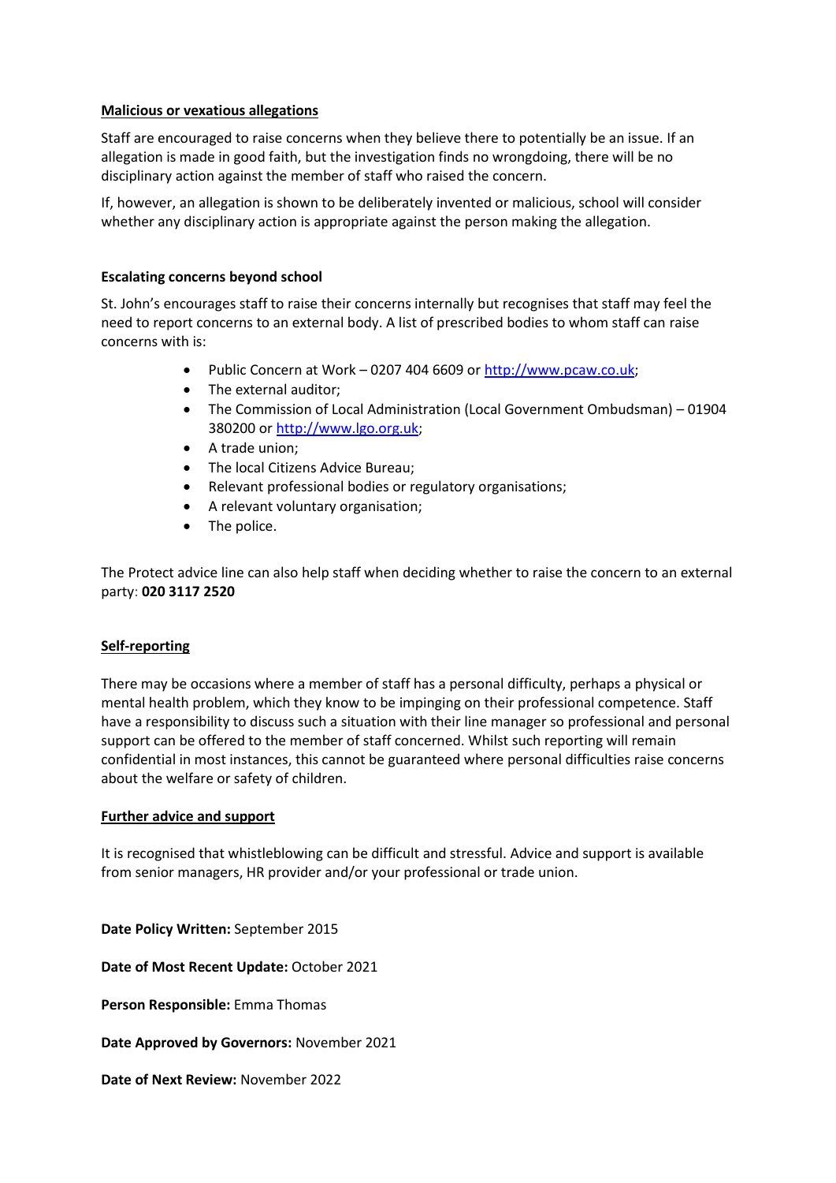**Malicious or vexatious allegations**

Staff are encouraged to raise concerns when they believe there to potentially be an issue. If an allegation is made in good faith, but the investigation finds no wrongdoing, there will be no disciplinary action against the member of staff who raised the concern.

If, however, an allegation is shown to be deliberately invented or malicious, school will consider whether any disciplinary action is appropriate against the person making the allegation.

**Escalating concerns beyond school**

St. John's encourages staff to raise their concerns internally but recognises that staff may feel the need to report concerns to an external body. A list of prescribed bodies to whom staff can raise concerns with is:

- Public Concern at Work – 0207 404 6609 or [http://www.pcaw.co.uk](http://www.pcaw.co.uk);
- The external auditor;
- The Commission of Local Administration (Local Government Ombudsman) – 01904 380200 or [http://www.lgo.org.uk](http://www.lgo.org.uk);
- A trade union;
- The local Citizens Advice Bureau;
- Relevant professional bodies or regulatory organisations;
- A relevant voluntary organisation;
- The police.

The Protect advice line can also help staff when deciding whether to raise the concern to an external party: **020 3117 2520**

**Self-reporting**

There may be occasions where a member of staff has a personal difficulty, perhaps a physical or mental health problem, which they know to be impinging on their professional competence. Staff have a responsibility to discuss such a situation with their line manager so professional and personal support can be offered to the member of staff concerned. Whilst such reporting will remain confidential in most instances, this cannot be guaranteed where personal difficulties raise concerns about the welfare or safety of children.

**Further advice and support**

It is recognised that whistleblowing can be difficult and stressful. Advice and support is available from senior managers, HR provider and/or your professional or trade union.

**Date Policy Written:** September 2015

**Date of Most Recent Update:** October 2021

**Person Responsible:** Emma Thomas

**Date Approved by Governors:** November 2021

**Date of Next Review:** November 2022